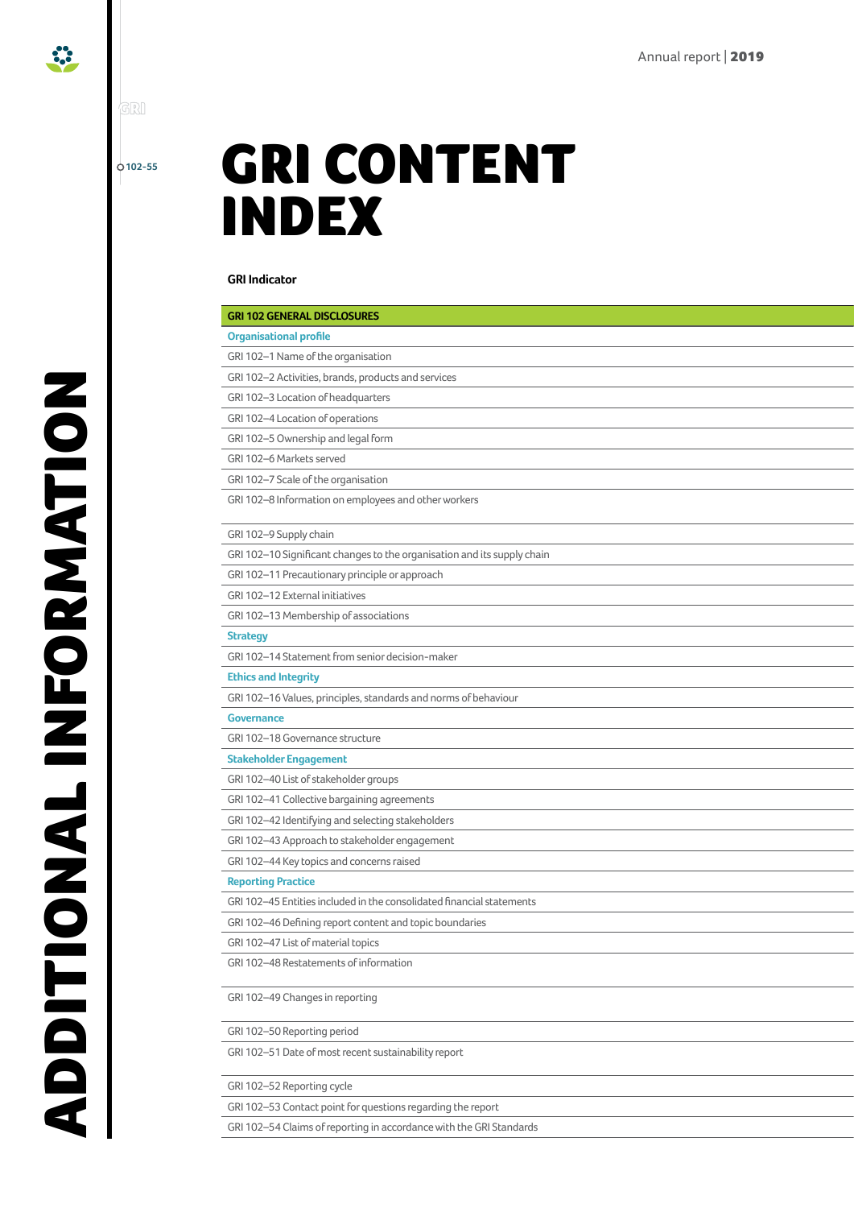GRI

102-55

# GRI CONTENT INDEX

**GRI Indicator**

| GRI 102 GENERAL DISCLOSURES |
|---|
| **Organisational profile** |
| GRI 102–1 Name of the organisation |
| GRI 102–2 Activities, brands, products and services |
| GRI 102–3 Location of headquarters |
| GRI 102–4 Location of operations |
| GRI 102–5 Ownership and legal form |
| GRI 102–6 Markets served |
| GRI 102–7 Scale of the organisation |
| GRI 102–8 Information on employees and other workers |
| GRI 102–9 Supply chain |
| GRI 102–10 Significant changes to the organisation and its supply chain |
| GRI 102–11 Precautionary principle or approach |
| GRI 102–12 External initiatives |
| GRI 102–13 Membership of associations |
| **Strategy** |
| GRI 102–14 Statement from senior decision-maker |
| **Ethics and Integrity** |
| GRI 102–16 Values, principles, standards and norms of behaviour |
| **Governance** |
| GRI 102–18 Governance structure |
| **Stakeholder Engagement** |
| GRI 102–40 List of stakeholder groups |
| GRI 102–41 Collective bargaining agreements |
| GRI 102–42 Identifying and selecting stakeholders |
| GRI 102–43 Approach to stakeholder engagement |
| GRI 102–44 Key topics and concerns raised |
| **Reporting Practice** |
| GRI 102–45 Entities included in the consolidated financial statements |
| GRI 102–46 Defining report content and topic boundaries |
| GRI 102–47 List of material topics |
| GRI 102–48 Restatements of information |
| GRI 102–49 Changes in reporting |
| GRI 102–50 Reporting period |
| GRI 102–51 Date of most recent sustainability report |
| GRI 102–52 Reporting cycle |
| GRI 102–53 Contact point for questions regarding the report |
| GRI 102–54 Claims of reporting in accordance with the GRI Standards |

ADDITIONAL INFORMATION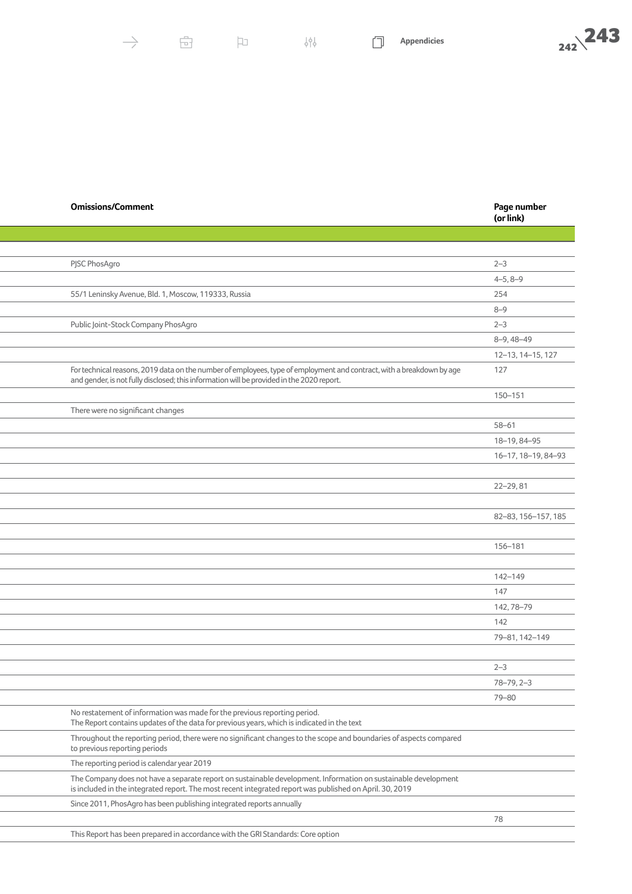| Omissions/Comment | Page number (or link) |
| --- | --- |
| | |
| | |
| PJSC PhosAgro | 2–3 |
| | 4–5, 8–9 |
| 55/1 Leninsky Avenue, Bld. 1, Moscow, 119333, Russia | 254 |
| | 8–9 |
| Public Joint-Stock Company PhosAgro | 2–3 |
| | 8–9, 48–49 |
| | 12–13, 14–15, 127 |
| For technical reasons, 2019 data on the number of employees, type of employment and contract, with a breakdown by age and gender, is not fully disclosed; this information will be provided in the 2020 report. | 127 |
| | 150–151 |
| There were no significant changes | |
| | 58–61 |
| | 18–19, 84–95 |
| | 16–17, 18–19, 84–93 |
| | |
| | 22–29, 81 |
| | |
| | 82–83, 156–157, 185 |
| | |
| | 156–181 |
| | |
| | 142–149 |
| | 147 |
| | 142, 78–79 |
| | 142 |
| | 79–81, 142–149 |
| | |
| | 2–3 |
| | 78–79, 2–3 |
| | 79–80 |
| No restatement of information was made for the previous reporting period. The Report contains updates of the data for previous years, which is indicated in the text | |
| Throughout the reporting period, there were no significant changes to the scope and boundaries of aspects compared to previous reporting periods | |
| The reporting period is calendar year 2019 | |
| The Company does not have a separate report on sustainable development. Information on sustainable development is included in the integrated report. The most recent integrated report was published on April. 30, 2019 | |
| Since 2011, PhosAgro has been publishing integrated reports annually | |
| | 78 |
| This Report has been prepared in accordance with the GRI Standards: Core option | |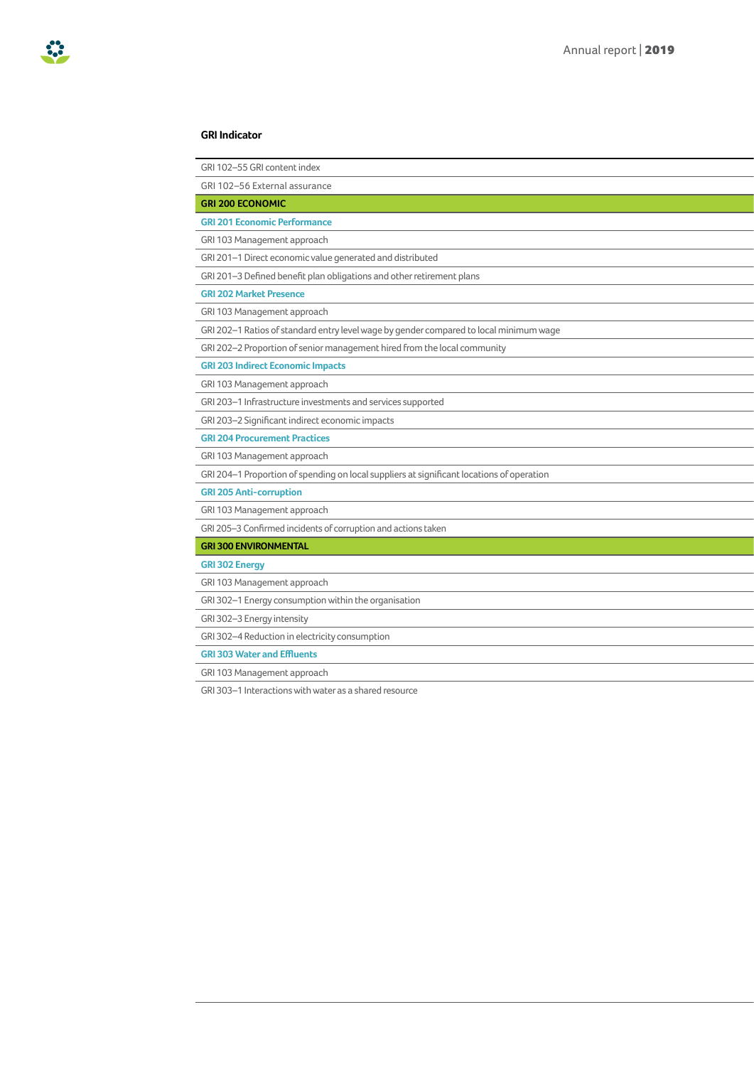| GRI Indicator |
| --- |
| GRI 102–55 GRI content index |
| GRI 102–56 External assurance |
| **GRI 200 ECONOMIC** |
| **GRI 201 Economic Performance** |
| GRI 103 Management approach |
| GRI 201–1 Direct economic value generated and distributed |
| GRI 201–3 Defined benefit plan obligations and other retirement plans |
| **GRI 202 Market Presence** |
| GRI 103 Management approach |
| GRI 202–1 Ratios of standard entry level wage by gender compared to local minimum wage |
| GRI 202–2 Proportion of senior management hired from the local community |
| **GRI 203 Indirect Economic Impacts** |
| GRI 103 Management approach |
| GRI 203–1 Infrastructure investments and services supported |
| GRI 203–2 Significant indirect economic impacts |
| **GRI 204 Procurement Practices** |
| GRI 103 Management approach |
| GRI 204–1 Proportion of spending on local suppliers at significant locations of operation |
| **GRI 205 Anti-corruption** |
| GRI 103 Management approach |
| GRI 205–3 Confirmed incidents of corruption and actions taken |
| **GRI 300 ENVIRONMENTAL** |
| **GRI 302 Energy** |
| GRI 103 Management approach |
| GRI 302–1 Energy consumption within the organisation |
| GRI 302–3 Energy intensity |
| GRI 302–4 Reduction in electricity consumption |
| **GRI 303 Water and Effluents** |
| GRI 103 Management approach |
| GRI 303–1 Interactions with water as a shared resource |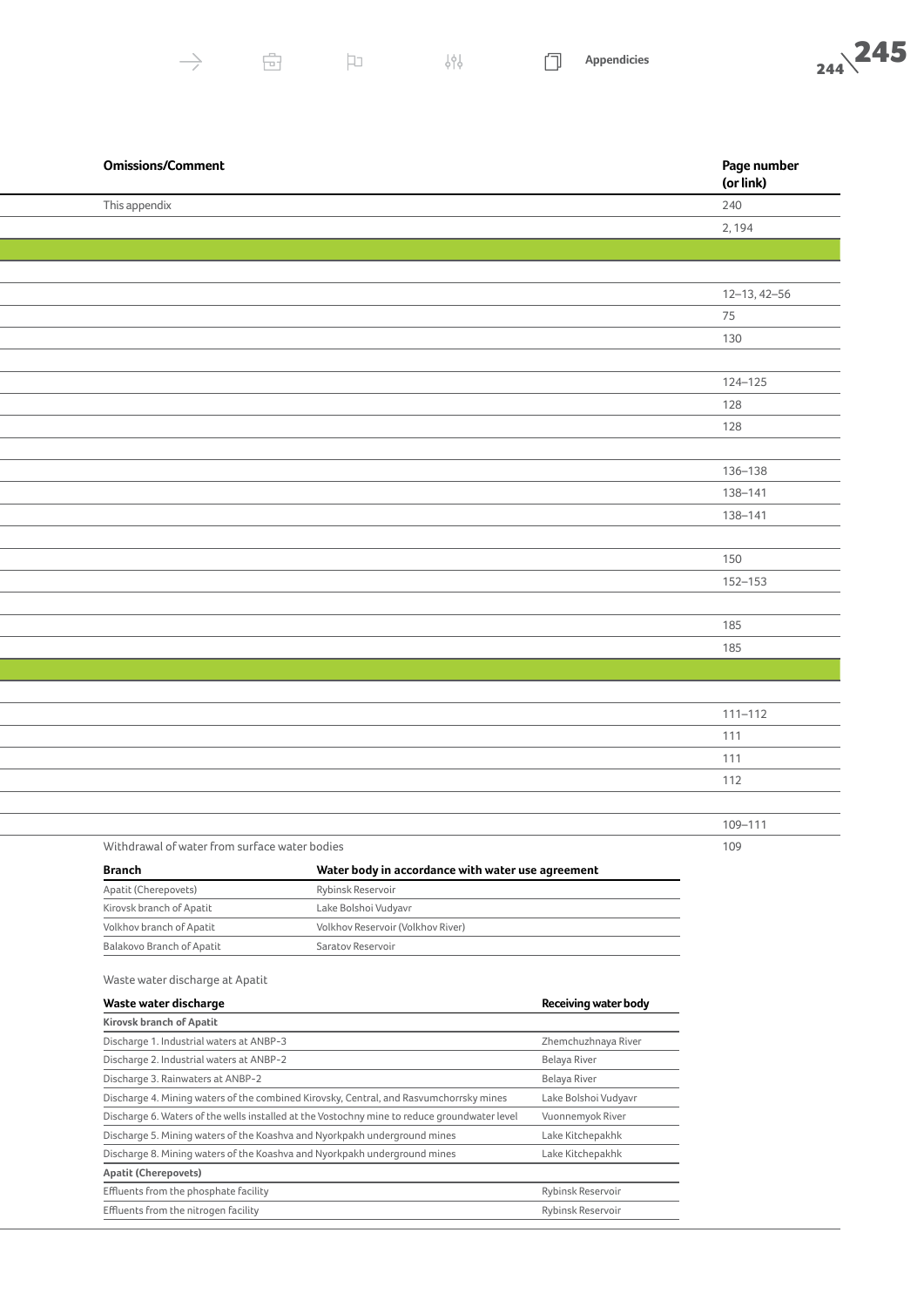| Omissions/Comment | Page number (or link) |
|---|---|
| This appendix | 240 |
| | 2, 194 |
| | |
| | |
| | 12–13, 42–56 |
| | 75 |
| | 130 |
| | |
| | 124–125 |
| | 128 |
| | 128 |
| | |
| | 136–138 |
| | 138–141 |
| | 138–141 |
| | |
| | 150 |
| | 152–153 |
| | |
| | 185 |
| | 185 |
| | |
| | |
| | 111–112 |
| | 111 |
| | 111 |
| | 112 |
| | |
| | 109–111 |
| Withdrawal of water from surface water bodies | 109 |

| Branch | Water body in accordance with water use agreement |
|---|---|
| Apatit (Cherepovets) | Rybinsk Reservoir |
| Kirovsk branch of Apatit | Lake Bolshoi Vudyavr |
| Volkhov branch of Apatit | Volkhov Reservoir (Volkhov River) |
| Balakovo Branch of Apatit | Saratov Reservoir |

Waste water discharge at Apatit

| Waste water discharge | Receiving water body |
|---|---|
| **Kirovsk branch of Apatit** | |
| Discharge 1. Industrial waters at ANBP-3 | Zhemchuzhnaya River |
| Discharge 2. Industrial waters at ANBP-2 | Belaya River |
| Discharge 3. Rainwaters at ANBP-2 | Belaya River |
| Discharge 4. Mining waters of the combined Kirovsky, Central, and Rasvumchorrsky mines | Lake Bolshoi Vudyavr |
| Discharge 6. Waters of the wells installed at the Vostochny mine to reduce groundwater level | Vuonnemyok River |
| Discharge 5. Mining waters of the Koashva and Nyorkpakh underground mines | Lake Kitchepakhk |
| Discharge 8. Mining waters of the Koashva and Nyorkpakh underground mines | Lake Kitchepakhk |
| **Apatit (Cherepovets)** | |
| Effluents from the phosphate facility | Rybinsk Reservoir |
| Effluents from the nitrogen facility | Rybinsk Reservoir |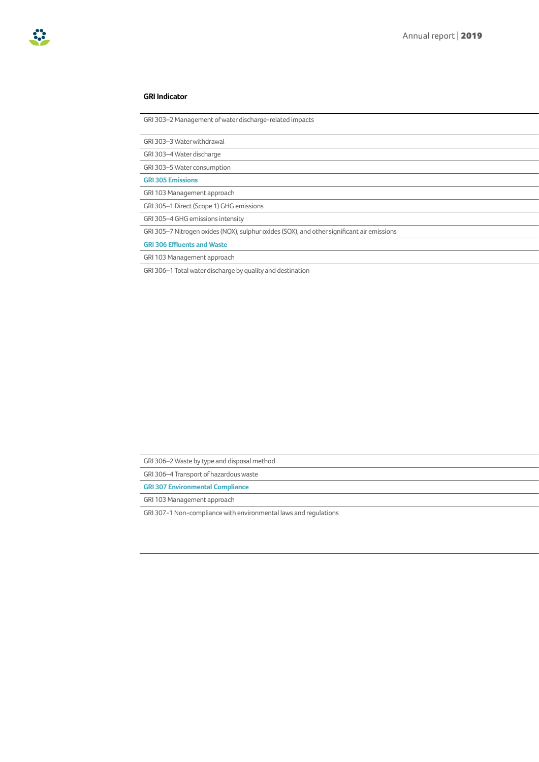| GRI Indicator |
| --- |
| GRI 303–2 Management of water discharge-related impacts |
| GRI 303–3 Water withdrawal |
| GRI 303–4 Water discharge |
| GRI 303–5 Water consumption |
| **GRI 305 Emissions** |
| GRI 103 Management approach |
| GRI 305–1 Direct (Scope 1) GHG emissions |
| GRI 305–4 GHG emissions intensity |
| GRI 305–7 Nitrogen oxides (NOX), sulphur oxides (SOX), and other significant air emissions |
| **GRI 306 Effluents and Waste** |
| GRI 103 Management approach |
| GRI 306–1 Total water discharge by quality and destination |
| GRI 306–2 Waste by type and disposal method |
| GRI 306–4 Transport of hazardous waste |
| **GRI 307 Environmental Compliance** |
| GRI 103 Management approach |
| GRI 307-1 Non-compliance with environmental laws and regulations |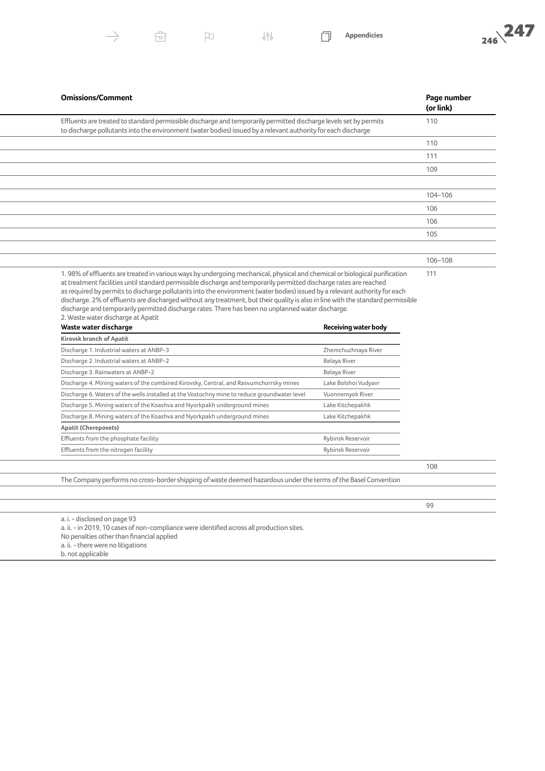| Omissions/Comment | Page number (or link) |
| --- | --- |
| Effluents are treated to standard permissible discharge and temporarily permitted discharge levels set by permits to discharge pollutants into the environment (water bodies) issued by a relevant authority for each discharge | 110 |
| | 110 |
| | 111 |
| | 109 |
| | |
| | 104–106 |
| | 106 |
| | 106 |
| | 105 |
| | |
| | 106–108 |
| 1. 98% of effluents are treated in various ways by undergoing mechanical, physical and chemical or biological purification at treatment facilities until standard permissible discharge and temporarily permitted discharge rates are reached as required by permits to discharge pollutants into the environment (water bodies) issued by a relevant authority for each discharge. 2% of effluents are discharged without any treatment, but their quality is also in line with the standard permissible discharge and temporarily permitted discharge rates. There has been no unplanned water discharge.<br>2. Waste water discharge at Apatit | 111 |

| Waste water discharge | Receiving water body |
| --- | --- |
| **Kirovsk branch of Apatit** | |
| Discharge 1. Industrial waters at ANBP-3 | Zhemchuzhnaya River |
| Discharge 2. Industrial waters at ANBP-2 | Belaya River |
| Discharge 3. Rainwaters at ANBP-2 | Belaya River |
| Discharge 4. Mining waters of the combined Kirovsky, Central, and Rasvumchorrsky mines | Lake Bolshoi Vudyavr |
| Discharge 6. Waters of the wells installed at the Vostochny mine to reduce groundwater level | Vuonnemyok River |
| Discharge 5. Mining waters of the Koashva and Nyorkpakh underground mines | Lake Kitchepakhk |
| Discharge 8. Mining waters of the Koashva and Nyorkpakh underground mines | Lake Kitchepakhk |
| **Apatit (Cherepovets)** | |
| Effluents from the phosphate facility | Rybinsk Reservoir |
| Effluents from the nitrogen facility | Rybinsk Reservoir |

| Omissions/Comment | Page number (or link) |
| --- | --- |
| | 108 |
| The Company performs no cross-border shipping of waste deemed hazardous under the terms of the Basel Convention | |
| | |
| | 99 |
| a. i. - disclosed on page 93<br>a. ii. - in 2019, 10 cases of non-compliance were identified across all production sites.<br>No penalties other than financial applied<br>a. ii. - there were no litigations<br>b. not applicable | |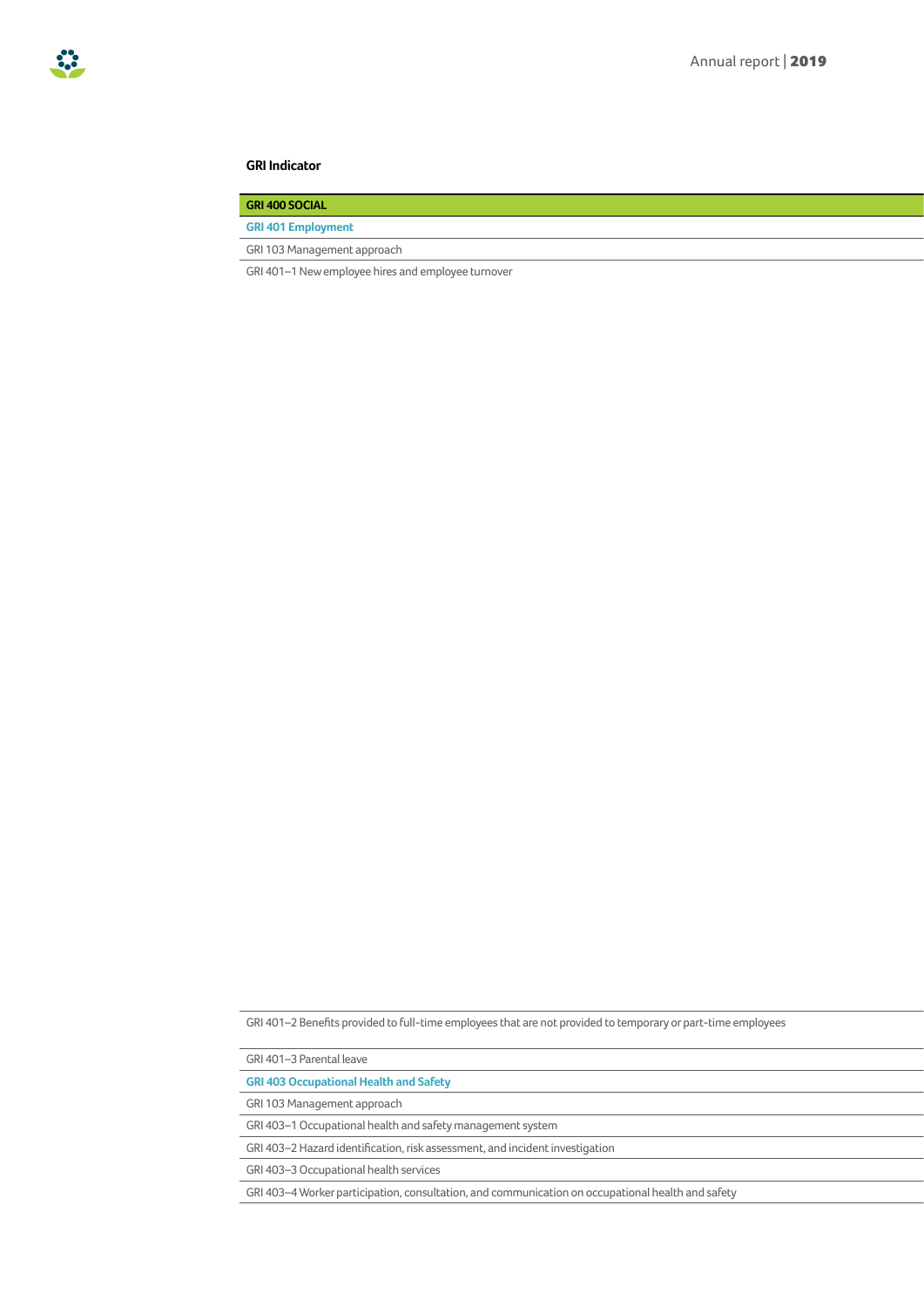**GRI Indicator**

| GRI 400 SOCIAL |
|---|
| **GRI 401 Employment** |
| GRI 103 Management approach |
| GRI 401–1 New employee hires and employee turnover |
| GRI 401–2 Benefits provided to full-time employees that are not provided to temporary or part-time employees |
| GRI 401–3 Parental leave |
| **GRI 403 Occupational Health and Safety** |
| GRI 103 Management approach |
| GRI 403–1 Occupational health and safety management system |
| GRI 403–2 Hazard identification, risk assessment, and incident investigation |
| GRI 403–3 Occupational health services |
| GRI 403–4 Worker participation, consultation, and communication on occupational health and safety |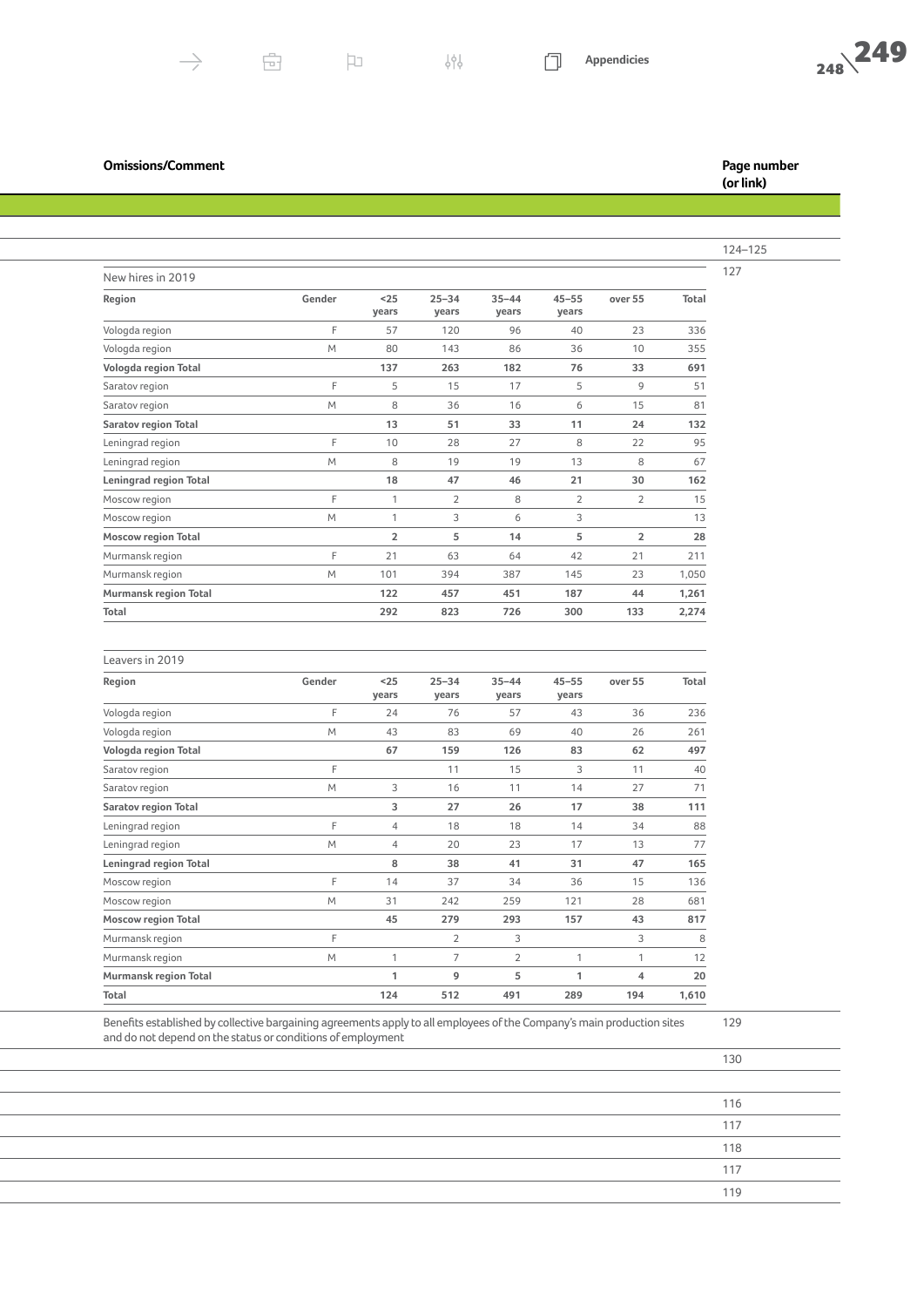| Omissions/Comment | Page number (or link) |
|---|---|
| | |
| | 124–125 |
| New hires in 2019 (see table below) | 127 |

New hires in 2019

| Region | Gender | <25 years | 25–34 years | 35–44 years | 45–55 years | over 55 | Total |
|---|---|---|---|---|---|---|---|
| Vologda region | F | 57 | 120 | 96 | 40 | 23 | 336 |
| Vologda region | M | 80 | 143 | 86 | 36 | 10 | 355 |
| **Vologda region Total** | | **137** | **263** | **182** | **76** | **33** | **691** |
| Saratov region | F | 5 | 15 | 17 | 5 | 9 | 51 |
| Saratov region | M | 8 | 36 | 16 | 6 | 15 | 81 |
| **Saratov region Total** | | **13** | **51** | **33** | **11** | **24** | **132** |
| Leningrad region | F | 10 | 28 | 27 | 8 | 22 | 95 |
| Leningrad region | M | 8 | 19 | 19 | 13 | 8 | 67 |
| **Leningrad region Total** | | **18** | **47** | **46** | **21** | **30** | **162** |
| Moscow region | F | 1 | 2 | 8 | 2 | 2 | 15 |
| Moscow region | M | 1 | 3 | 6 | 3 | | 13 |
| **Moscow region Total** | | **2** | **5** | **14** | **5** | **2** | **28** |
| Murmansk region | F | 21 | 63 | 64 | 42 | 21 | 211 |
| Murmansk region | M | 101 | 394 | 387 | 145 | 23 | 1,050 |
| **Murmansk region Total** | | **122** | **457** | **451** | **187** | **44** | **1,261** |
| **Total** | | **292** | **823** | **726** | **300** | **133** | **2,274** |

Leavers in 2019

| Region | Gender | <25 years | 25–34 years | 35–44 years | 45–55 years | over 55 | Total |
|---|---|---|---|---|---|---|---|
| Vologda region | F | 24 | 76 | 57 | 43 | 36 | 236 |
| Vologda region | M | 43 | 83 | 69 | 40 | 26 | 261 |
| **Vologda region Total** | | **67** | **159** | **126** | **83** | **62** | **497** |
| Saratov region | F | | 11 | 15 | 3 | 11 | 40 |
| Saratov region | M | 3 | 16 | 11 | 14 | 27 | 71 |
| **Saratov region Total** | | **3** | **27** | **26** | **17** | **38** | **111** |
| Leningrad region | F | 4 | 18 | 18 | 14 | 34 | 88 |
| Leningrad region | M | 4 | 20 | 23 | 17 | 13 | 77 |
| **Leningrad region Total** | | **8** | **38** | **41** | **31** | **47** | **165** |
| Moscow region | F | 14 | 37 | 34 | 36 | 15 | 136 |
| Moscow region | M | 31 | 242 | 259 | 121 | 28 | 681 |
| **Moscow region Total** | | **45** | **279** | **293** | **157** | **43** | **817** |
| Murmansk region | F | | 2 | 3 | | 3 | 8 |
| Murmansk region | M | 1 | 7 | 2 | 1 | 1 | 12 |
| **Murmansk region Total** | | **1** | **9** | **5** | **1** | **4** | **20** |
| **Total** | | **124** | **512** | **491** | **289** | **194** | **1,610** |

| Omissions/Comment | Page number (or link) |
|---|---|
| Benefits established by collective bargaining agreements apply to all employees of the Company's main production sites and do not depend on the status or conditions of employment | 129 |
| | 130 |
| | |
| | 116 |
| | 117 |
| | 118 |
| | 117 |
| | 119 |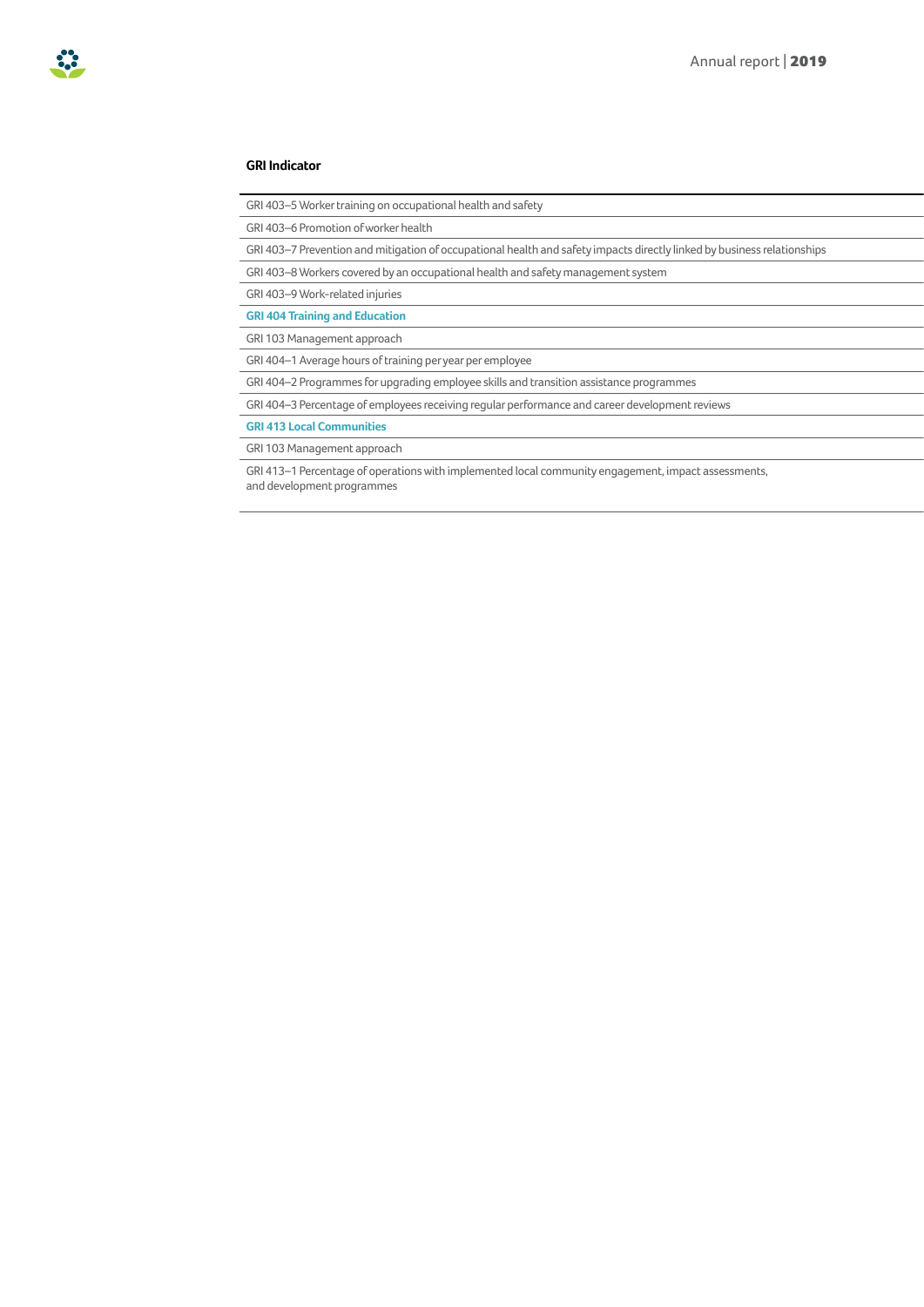| GRI Indicator |
| --- |
| GRI 403–5 Worker training on occupational health and safety |
| GRI 403–6 Promotion of worker health |
| GRI 403–7 Prevention and mitigation of occupational health and safety impacts directly linked by business relationships |
| GRI 403–8 Workers covered by an occupational health and safety management system |
| GRI 403–9 Work-related injuries |
| **GRI 404 Training and Education** |
| GRI 103 Management approach |
| GRI 404–1 Average hours of training per year per employee |
| GRI 404–2 Programmes for upgrading employee skills and transition assistance programmes |
| GRI 404–3 Percentage of employees receiving regular performance and career development reviews |
| **GRI 413 Local Communities** |
| GRI 103 Management approach |
| GRI 413–1 Percentage of operations with implemented local community engagement, impact assessments, and development programmes |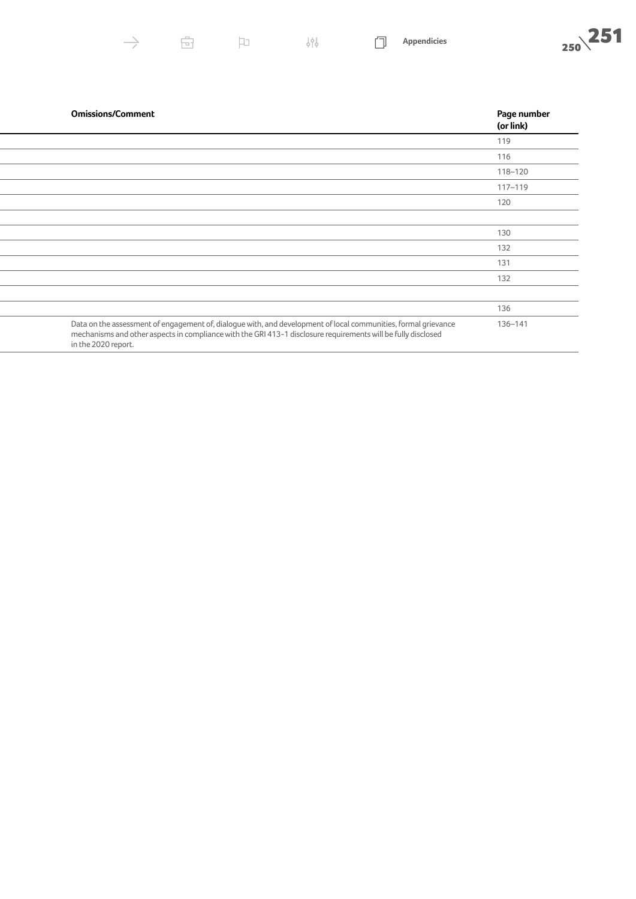| Omissions/Comment | Page number (or link) |
|---|---|
| | 119 |
| | 116 |
| | 118–120 |
| | 117–119 |
| | 120 |
| | |
| | 130 |
| | 132 |
| | 131 |
| | 132 |
| | |
| | 136 |
| Data on the assessment of engagement of, dialogue with, and development of local communities, formal grievance mechanisms and other aspects in compliance with the GRI 413-1 disclosure requirements will be fully disclosed in the 2020 report. | 136–141 |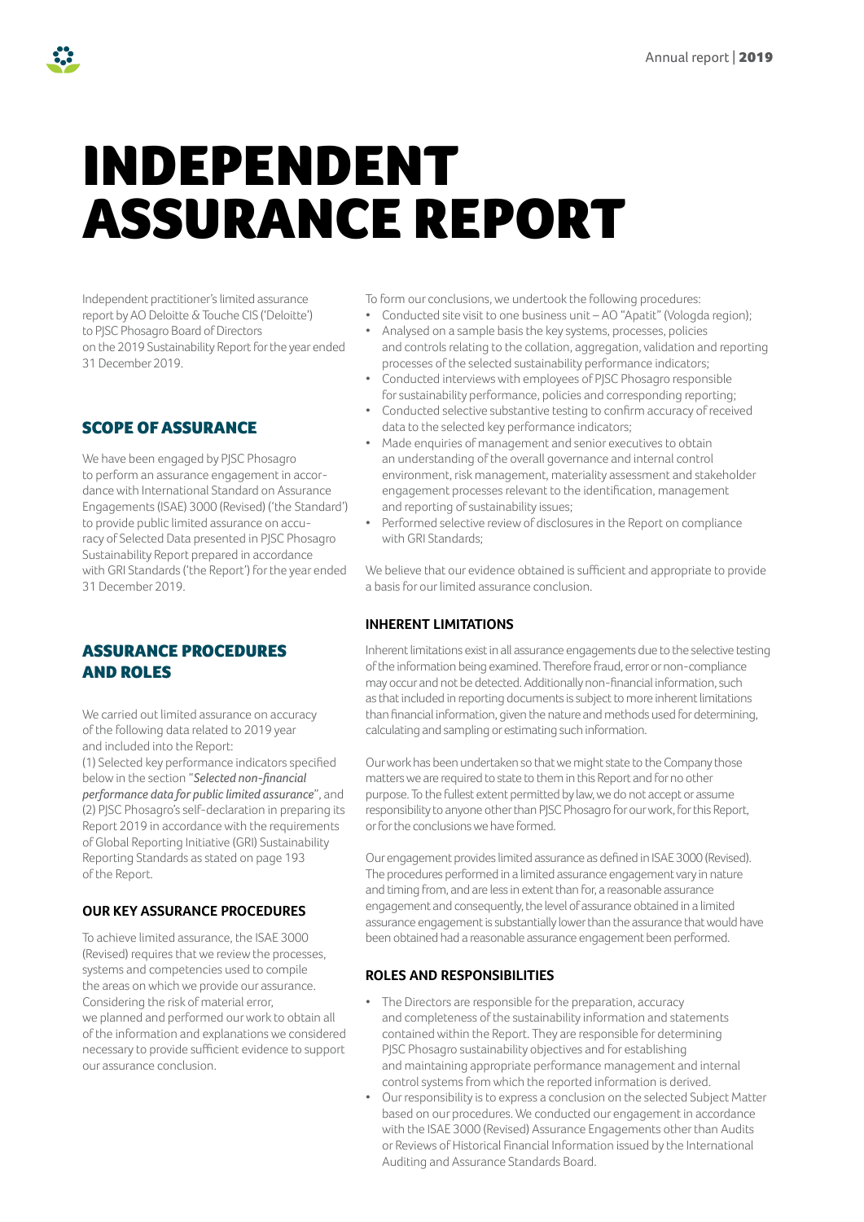# INDEPENDENT ASSURANCE REPORT

Independent practitioner's limited assurance report by AO Deloitte & Touche CIS ('Deloitte') to PJSC Phosagro Board of Directors on the 2019 Sustainability Report for the year ended 31 December 2019.

## SCOPE OF ASSURANCE

We have been engaged by PJSC Phosagro to perform an assurance engagement in accordance with International Standard on Assurance Engagements (ISAE) 3000 (Revised) ('the Standard') to provide public limited assurance on accuracy of Selected Data presented in PJSC Phosagro Sustainability Report prepared in accordance with GRI Standards ('the Report') for the year ended 31 December 2019.

## ASSURANCE PROCEDURES AND ROLES

We carried out limited assurance on accuracy of the following data related to 2019 year and included into the Report:
(1) Selected key performance indicators specified below in the section "*Selected non-financial performance data for public limited assurance*", and (2) PJSC Phosagro's self-declaration in preparing its Report 2019 in accordance with the requirements of Global Reporting Initiative (GRI) Sustainability Reporting Standards as stated on page 193 of the Report.

### OUR KEY ASSURANCE PROCEDURES

To achieve limited assurance, the ISAE 3000 (Revised) requires that we review the processes, systems and competencies used to compile the areas on which we provide our assurance. Considering the risk of material error, we planned and performed our work to obtain all of the information and explanations we considered necessary to provide sufficient evidence to support our assurance conclusion.

To form our conclusions, we undertook the following procedures:

- Conducted site visit to one business unit – AO "Apatit" (Vologda region);
- Analysed on a sample basis the key systems, processes, policies and controls relating to the collation, aggregation, validation and reporting processes of the selected sustainability performance indicators;
- Conducted interviews with employees of PJSC Phosagro responsible for sustainability performance, policies and corresponding reporting;
- Conducted selective substantive testing to confirm accuracy of received data to the selected key performance indicators;
- Made enquiries of management and senior executives to obtain an understanding of the overall governance and internal control environment, risk management, materiality assessment and stakeholder engagement processes relevant to the identification, management and reporting of sustainability issues;
- Performed selective review of disclosures in the Report on compliance with GRI Standards;

We believe that our evidence obtained is sufficient and appropriate to provide a basis for our limited assurance conclusion.

### INHERENT LIMITATIONS

Inherent limitations exist in all assurance engagements due to the selective testing of the information being examined. Therefore fraud, error or non-compliance may occur and not be detected. Additionally non-financial information, such as that included in reporting documents is subject to more inherent limitations than financial information, given the nature and methods used for determining, calculating and sampling or estimating such information.

Our work has been undertaken so that we might state to the Company those matters we are required to state to them in this Report and for no other purpose. To the fullest extent permitted by law, we do not accept or assume responsibility to anyone other than PJSC Phosagro for our work, for this Report, or for the conclusions we have formed.

Our engagement provides limited assurance as defined in ISAE 3000 (Revised). The procedures performed in a limited assurance engagement vary in nature and timing from, and are less in extent than for, a reasonable assurance engagement and consequently, the level of assurance obtained in a limited assurance engagement is substantially lower than the assurance that would have been obtained had a reasonable assurance engagement been performed.

### ROLES AND RESPONSIBILITIES

- The Directors are responsible for the preparation, accuracy and completeness of the sustainability information and statements contained within the Report. They are responsible for determining PJSC Phosagro sustainability objectives and for establishing and maintaining appropriate performance management and internal control systems from which the reported information is derived.
- Our responsibility is to express a conclusion on the selected Subject Matter based on our procedures. We conducted our engagement in accordance with the ISAE 3000 (Revised) Assurance Engagements other than Audits or Reviews of Historical Financial Information issued by the International Auditing and Assurance Standards Board.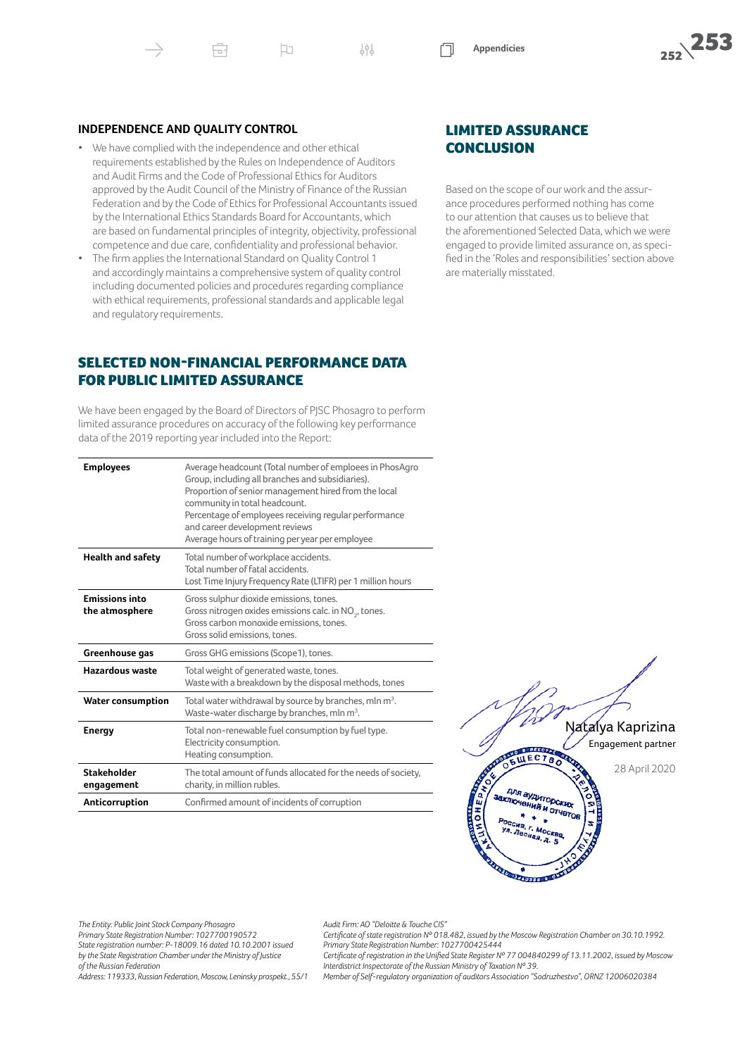### INDEPENDENCE AND QUALITY CONTROL

- We have complied with the independence and other ethical requirements established by the Rules on Independence of Auditors and Audit Firms and the Code of Professional Ethics for Auditors approved by the Audit Council of the Ministry of Finance of the Russian Federation and by the Code of Ethics for Professional Accountants issued by the International Ethics Standards Board for Accountants, which are based on fundamental principles of integrity, objectivity, professional competence and due care, confidentiality and professional behavior.
- The firm applies the International Standard on Quality Control 1 and accordingly maintains a comprehensive system of quality control including documented policies and procedures regarding compliance with ethical requirements, professional standards and applicable legal and regulatory requirements.

## SELECTED NON-FINANCIAL PERFORMANCE DATA FOR PUBLIC LIMITED ASSURANCE

We have been engaged by the Board of Directors of PJSC Phosagro to perform limited assurance procedures on accuracy of the following key performance data of the 2019 reporting year included into the Report:

| | |
|---|---|
| **Employees** | Average headcount (Total number of emploees in PhosAgro Group, including all branches and subsidiaries).<br>Proportion of senior management hired from the local community in total headcount.<br>Percentage of employees receiving regular performance and career development reviews<br>Average hours of training per year per employee |
| **Health and safety** | Total number of workplace accidents.<br>Total number of fatal accidents.<br>Lost Time Injury Frequency Rate (LTIFR) per 1 million hours |
| **Emissions into the atmosphere** | Gross sulphur dioxide emissions, tones.<br>Gross nitrogen oxides emissions calc. in $NO_2$, tones.<br>Gross carbon monoxide emissions, tones.<br>Gross solid emissions, tones. |
| **Greenhouse gas** | Gross GHG emissions (Scope1), tones. |
| **Hazardous waste** | Total weight of generated waste, tones.<br>Waste with a breakdown by the disposal methods, tones |
| **Water consumption** | Total water withdrawal by source by branches, mln $m^3$.<br>Waste-water discharge by branches, mln $m^3$. |
| **Energy** | Total non-renewable fuel consumption by fuel type.<br>Electricity consumption.<br>Heating consumption. |
| **Stakeholder engagement** | The total amount of funds allocated for the needs of society, charity, in million rubles. |
| **Anticorruption** | Confirmed amount of incidents of corruption |

## LIMITED ASSURANCE CONCLUSION

Based on the scope of our work and the assurance procedures performed nothing has come to our attention that causes us to believe that the aforementioned Selected Data, which we were engaged to provide limited assurance on, as specified in the 'Roles and responsibilities' section above are materially misstated.

Natalya Kaprizina
Engagement partner

28 April 2020

*The Entity: Public Joint Stock Company Phosagro*
*Primary State Registration Number: 1027700190572*
*State registration number: P-18009.16 dated 10.10.2001 issued by the State Registration Chamber under the Ministry of Justice of the Russian Federation*
*Address: 119333, Russian Federation, Moscow, Leninsky prospekt., 55/1*

*Audit Firm: AO "Deloitte & Touche CIS"*
*Certificate of state registration № 018.482, issued by the Moscow Registration Chamber on 30.10.1992.*
*Primary State Registration Number: 1027700425444*
*Certificate of registration in the Unified State Register № 77 004840299 of 13.11.2002, issued by Moscow Interdistrict Inspectorate of the Russian Ministry of Taxation № 39.*
*Member of Self-regulatory organization of auditors Association "Sodruzhestvo", ORNZ 12006020384*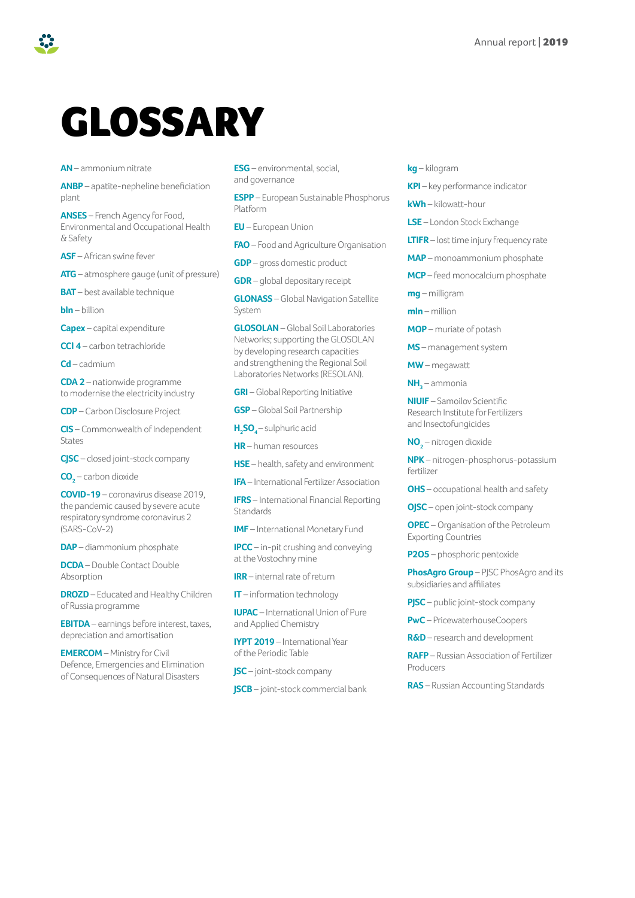# GLOSSARY

**AN** – ammonium nitrate

**ANBP** – apatite-nepheline beneficiation plant

**ANSES** – French Agency for Food, Environmental and Occupational Health & Safety

**ASF** – African swine fever

**ATG** – atmosphere gauge (unit of pressure)

**BAT** – best available technique

**bln** – billion

**Capex** – capital expenditure

**CCl 4** – carbon tetrachloride

**Cd** – cadmium

**CDA 2** – nationwide programme to modernise the electricity industry

**CDP** – Carbon Disclosure Project

**CIS** – Commonwealth of Independent States

**CJSC** – closed joint-stock company

**$CO_2$** – carbon dioxide

**COVID-19** – coronavirus disease 2019, the pandemic caused by severe acute respiratory syndrome coronavirus 2 (SARS-CoV-2)

**DAP** – diammonium phosphate

**DCDA** – Double Contact Double Absorption

**DROZD** – Educated and Healthy Children of Russia programme

**EBITDA** – earnings before interest, taxes, depreciation and amortisation

**EMERCOM** – Ministry for Civil Defence, Emergencies and Elimination of Consequences of Natural Disasters

**ESG** – environmental, social, and governance

**ESPP** – European Sustainable Phosphorus Platform

**EU** – European Union

**FAO** – Food and Agriculture Organisation

**GDP** – gross domestic product

**GDR** – global depositary receipt

**GLONASS** – Global Navigation Satellite System

**GLOSOLAN** – Global Soil Laboratories Networks; supporting the GLOSOLAN by developing research capacities and strengthening the Regional Soil Laboratories Networks (RESOLAN).

**GRI** – Global Reporting Initiative

**GSP** – Global Soil Partnership

**$H_2SO_4$** – sulphuric acid

**HR** – human resources

**HSE** – health, safety and environment

**IFA** – International Fertilizer Association

**IFRS** – International Financial Reporting Standards

**IMF** – International Monetary Fund

**IPCC** – in-pit crushing and conveying at the Vostochny mine

**IRR** – internal rate of return

**IT** – information technology

**IUPAC** – International Union of Pure and Applied Chemistry

**IYPT 2019** – International Year of the Periodic Table

**JSC** – joint-stock company

**JSCB** – joint-stock commercial bank

**kg** – kilogram

**KPI** – key performance indicator

**kWh** – kilowatt-hour

**LSE** – London Stock Exchange

**LTIFR** – lost time injury frequency rate

**MAP** – monoammonium phosphate

**MCP** – feed monocalcium phosphate

**mg** – milligram

**mln** – million

**MOP** – muriate of potash

**MS** – management system

**MW** – megawatt

**$NH_3$** – ammonia

**NIUIF** – Samoilov Scientific Research Institute for Fertilizers and Insectofungicides

**$NO_2$** – nitrogen dioxide

**NPK** – nitrogen-phosphorus-potassium fertilizer

**OHS** – occupational health and safety

**OJSC** – open joint-stock company

**OPEC** – Organisation of the Petroleum Exporting Countries

**P2O5** – phosphoric pentoxide

**PhosAgro Group** – PJSC PhosAgro and its subsidiaries and affiliates

**PJSC** – public joint-stock company

**PwC** – PricewaterhouseCoopers

**R&D** – research and development

**RAFP** – Russian Association of Fertilizer Producers

**RAS** – Russian Accounting Standards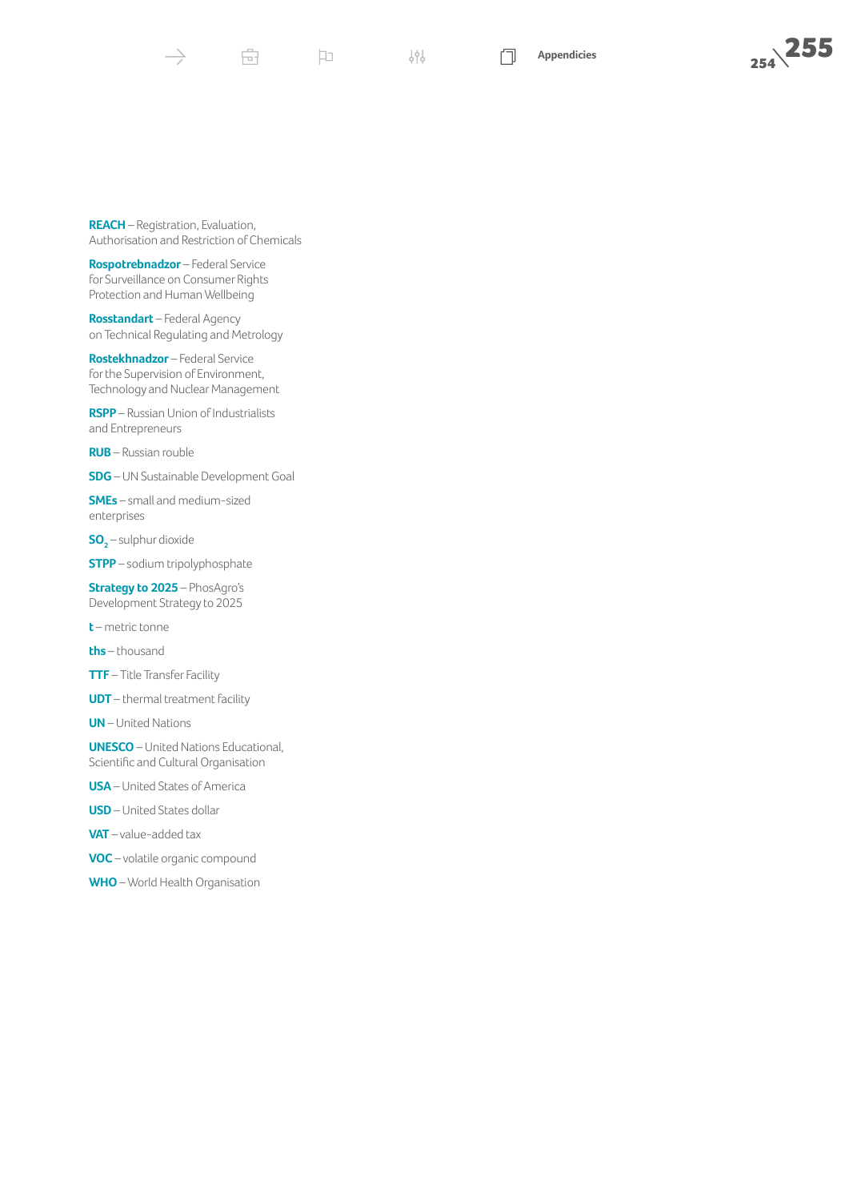**REACH** – Registration, Evaluation, Authorisation and Restriction of Chemicals

**Rospotrebnadzor** – Federal Service for Surveillance on Consumer Rights Protection and Human Wellbeing

**Rosstandart** – Federal Agency on Technical Regulating and Metrology

**Rostekhnadzor** – Federal Service for the Supervision of Environment, Technology and Nuclear Management

**RSPP** – Russian Union of Industrialists and Entrepreneurs

**RUB** – Russian rouble

**SDG** – UN Sustainable Development Goal

**SMEs** – small and medium-sized enterprises

**$SO_2$** – sulphur dioxide

**STPP** – sodium tripolyphosphate

**Strategy to 2025** – PhosAgro's Development Strategy to 2025

**t** – metric tonne

**ths** – thousand

**TTF** – Title Transfer Facility

**UDT** – thermal treatment facility

**UN** – United Nations

**UNESCO** – United Nations Educational, Scientific and Cultural Organisation

**USA** – United States of America

**USD** – United States dollar

**VAT** – value-added tax

**VOC** – volatile organic compound

**WHO** – World Health Organisation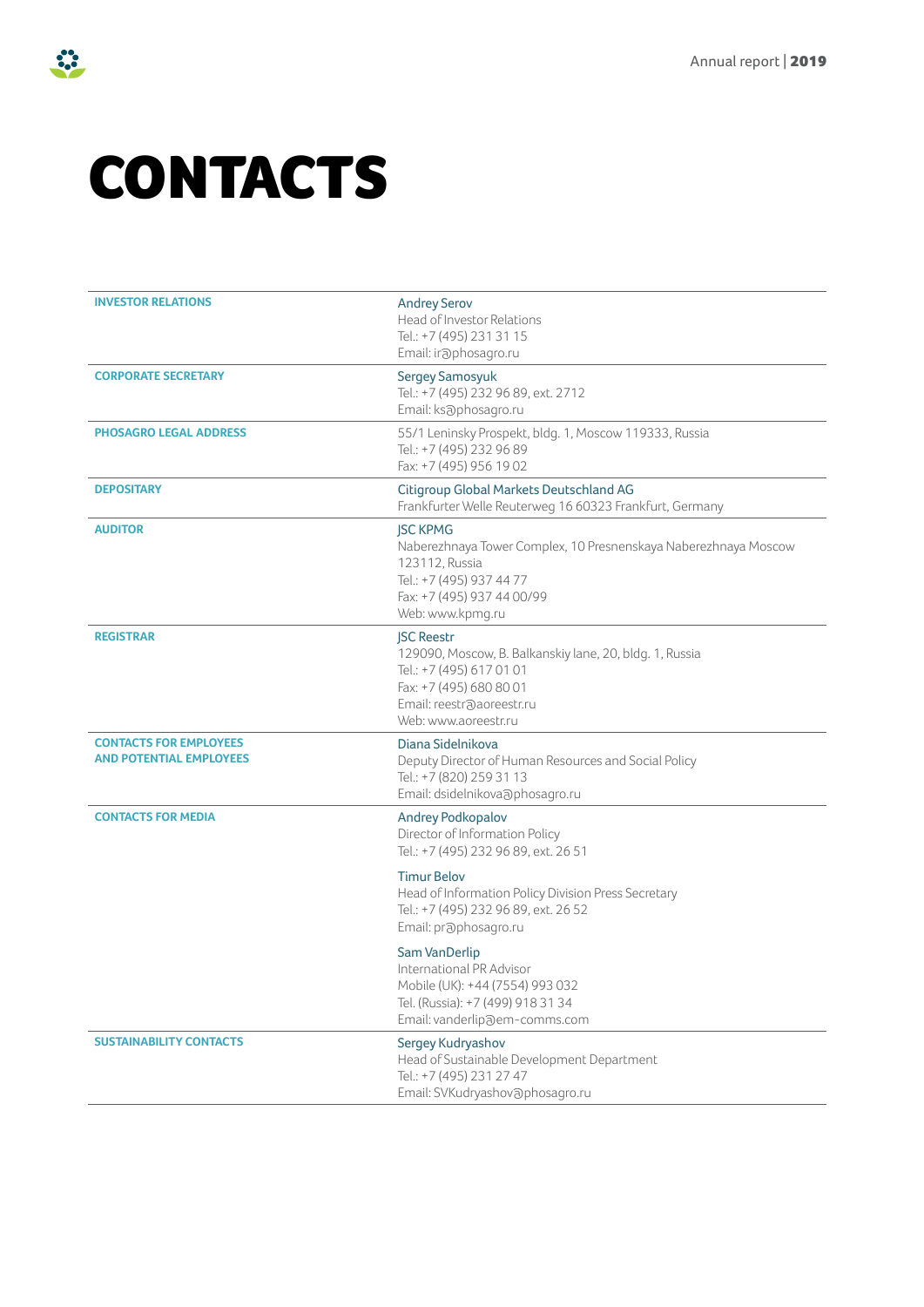# CONTACTS

| | |
|---|---|
| **INVESTOR RELATIONS** | Andrey Serov<br>Head of Investor Relations<br>Tel.: +7 (495) 231 31 15<br>Email: ir@phosagro.ru |
| **CORPORATE SECRETARY** | Sergey Samosyuk<br>Tel.: +7 (495) 232 96 89, ext. 2712<br>Email: ks@phosagro.ru |
| **PHOSAGRO LEGAL ADDRESS** | 55/1 Leninsky Prospekt, bldg. 1, Moscow 119333, Russia<br>Tel.: +7 (495) 232 96 89<br>Fax: +7 (495) 956 19 02 |
| **DEPOSITARY** | Citigroup Global Markets Deutschland AG<br>Frankfurter Welle Reuterweg 16 60323 Frankfurt, Germany |
| **AUDITOR** | JSC KPMG<br>Naberezhnaya Tower Complex, 10 Presnenskaya Naberezhnaya Moscow 123112, Russia<br>Tel.: +7 (495) 937 44 77<br>Fax: +7 (495) 937 44 00/99<br>Web: www.kpmg.ru |
| **REGISTRAR** | JSC Reestr<br>129090, Moscow, B. Balkanskiy lane, 20, bldg. 1, Russia<br>Tel.: +7 (495) 617 01 01<br>Fax: +7 (495) 680 80 01<br>Email: reestr@aoreestr.ru<br>Web: www.aoreestr.ru |
| **CONTACTS FOR EMPLOYEES AND POTENTIAL EMPLOYEES** | Diana Sidelnikova<br>Deputy Director of Human Resources and Social Policy<br>Tel.: +7 (820) 259 31 13<br>Email: dsidelnikova@phosagro.ru |
| **CONTACTS FOR MEDIA** | Andrey Podkopalov<br>Director of Information Policy<br>Tel.: +7 (495) 232 96 89, ext. 26 51<br><br>Timur Belov<br>Head of Information Policy Division Press Secretary<br>Tel.: +7 (495) 232 96 89, ext. 26 52<br>Email: pr@phosagro.ru<br><br>Sam VanDerlip<br>International PR Advisor<br>Mobile (UK): +44 (7554) 993 032<br>Tel. (Russia): +7 (499) 918 31 34<br>Email: vanderlip@em-comms.com |
| **SUSTAINABILITY CONTACTS** | Sergey Kudryashov<br>Head of Sustainable Development Department<br>Tel.: +7 (495) 231 27 47<br>Email: SVKudryashov@phosagro.ru |